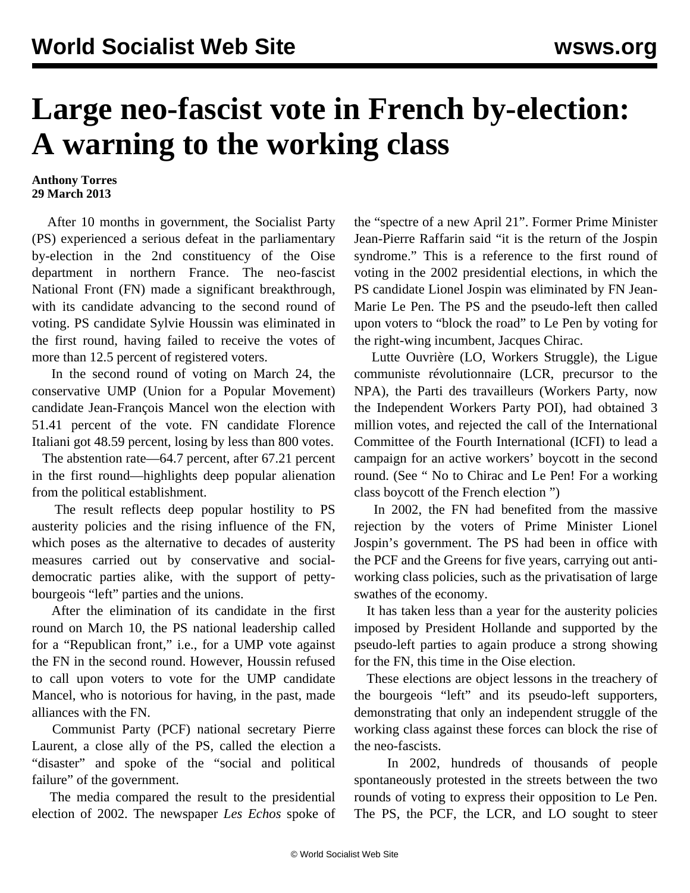# Large neo-fascist vote in French by-election: A warning to the working class

**Anthony Torres**
**29 March 2013**

After 10 months in government, the Socialist Party (PS) experienced a serious defeat in the parliamentary by-election in the 2nd constituency of the Oise department in northern France. The neo-fascist National Front (FN) made a significant breakthrough, with its candidate advancing to the second round of voting. PS candidate Sylvie Houssin was eliminated in the first round, having failed to receive the votes of more than 12.5 percent of registered voters.

In the second round of voting on March 24, the conservative UMP (Union for a Popular Movement) candidate Jean-François Mancel won the election with 51.41 percent of the vote. FN candidate Florence Italiani got 48.59 percent, losing by less than 800 votes.

The abstention rate—64.7 percent, after 67.21 percent in the first round—highlights deep popular alienation from the political establishment.

The result reflects deep popular hostility to PS austerity policies and the rising influence of the FN, which poses as the alternative to decades of austerity measures carried out by conservative and social-democratic parties alike, with the support of petty-bourgeois "left" parties and the unions.

After the elimination of its candidate in the first round on March 10, the PS national leadership called for a "Republican front," i.e., for a UMP vote against the FN in the second round. However, Houssin refused to call upon voters to vote for the UMP candidate Mancel, who is notorious for having, in the past, made alliances with the FN.

Communist Party (PCF) national secretary Pierre Laurent, a close ally of the PS, called the election a "disaster" and spoke of the "social and political failure" of the government.

The media compared the result to the presidential election of 2002. The newspaper *Les Echos* spoke of the "spectre of a new April 21". Former Prime Minister Jean-Pierre Raffarin said "it is the return of the Jospin syndrome." This is a reference to the first round of voting in the 2002 presidential elections, in which the PS candidate Lionel Jospin was eliminated by FN Jean-Marie Le Pen. The PS and the pseudo-left then called upon voters to "block the road" to Le Pen by voting for the right-wing incumbent, Jacques Chirac.

Lutte Ouvrière (LO, Workers Struggle), the Ligue communiste révolutionnaire (LCR, precursor to the NPA), the Parti des travailleurs (Workers Party, now the Independent Workers Party POI), had obtained 3 million votes, and rejected the call of the International Committee of the Fourth International (ICFI) to lead a campaign for an active workers' boycott in the second round. (See " No to Chirac and Le Pen! For a working class boycott of the French election ")

In 2002, the FN had benefited from the massive rejection by the voters of Prime Minister Lionel Jospin's government. The PS had been in office with the PCF and the Greens for five years, carrying out anti-working class policies, such as the privatisation of large swathes of the economy.

It has taken less than a year for the austerity policies imposed by President Hollande and supported by the pseudo-left parties to again produce a strong showing for the FN, this time in the Oise election.

These elections are object lessons in the treachery of the bourgeois "left" and its pseudo-left supporters, demonstrating that only an independent struggle of the working class against these forces can block the rise of the neo-fascists.

In 2002, hundreds of thousands of people spontaneously protested in the streets between the two rounds of voting to express their opposition to Le Pen. The PS, the PCF, the LCR, and LO sought to steer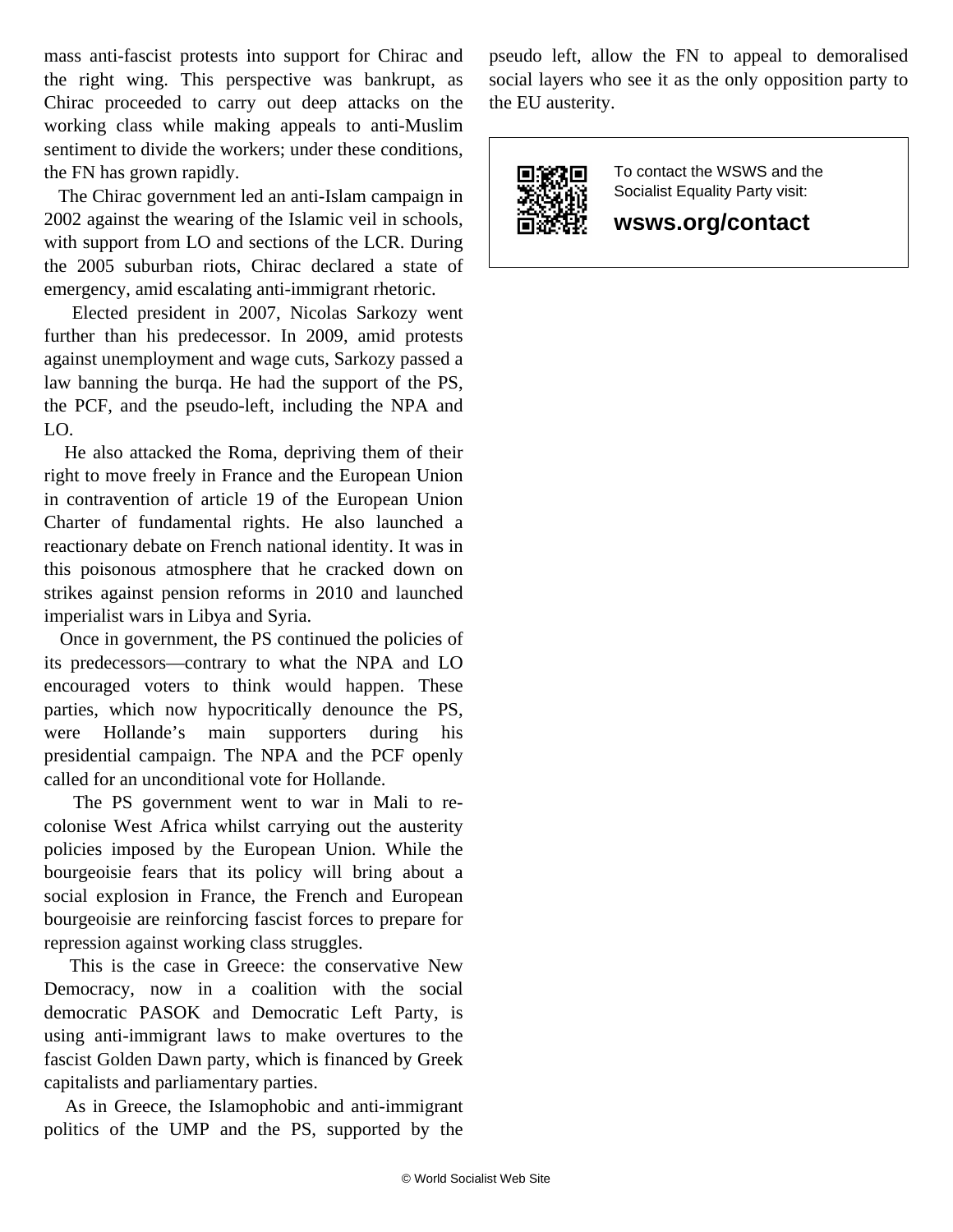mass anti-fascist protests into support for Chirac and the right wing. This perspective was bankrupt, as Chirac proceeded to carry out deep attacks on the working class while making appeals to anti-Muslim sentiment to divide the workers; under these conditions, the FN has grown rapidly.

The Chirac government led an anti-Islam campaign in 2002 against the wearing of the Islamic veil in schools, with support from LO and sections of the LCR. During the 2005 suburban riots, Chirac declared a state of emergency, amid escalating anti-immigrant rhetoric.

Elected president in 2007, Nicolas Sarkozy went further than his predecessor. In 2009, amid protests against unemployment and wage cuts, Sarkozy passed a law banning the burqa. He had the support of the PS, the PCF, and the pseudo-left, including the NPA and LO.

He also attacked the Roma, depriving them of their right to move freely in France and the European Union in contravention of article 19 of the European Union Charter of fundamental rights. He also launched a reactionary debate on French national identity. It was in this poisonous atmosphere that he cracked down on strikes against pension reforms in 2010 and launched imperialist wars in Libya and Syria.

Once in government, the PS continued the policies of its predecessors—contrary to what the NPA and LO encouraged voters to think would happen. These parties, which now hypocritically denounce the PS, were Hollande's main supporters during his presidential campaign. The NPA and the PCF openly called for an unconditional vote for Hollande.

The PS government went to war in Mali to re-colonise West Africa whilst carrying out the austerity policies imposed by the European Union. While the bourgeoisie fears that its policy will bring about a social explosion in France, the French and European bourgeoisie are reinforcing fascist forces to prepare for repression against working class struggles.

This is the case in Greece: the conservative New Democracy, now in a coalition with the social democratic PASOK and Democratic Left Party, is using anti-immigrant laws to make overtures to the fascist Golden Dawn party, which is financed by Greek capitalists and parliamentary parties.

As in Greece, the Islamophobic and anti-immigrant politics of the UMP and the PS, supported by the pseudo left, allow the FN to appeal to demoralised social layers who see it as the only opposition party to the EU austerity.

To contact the WSWS and the Socialist Equality Party visit:

**wsws.org/contact**